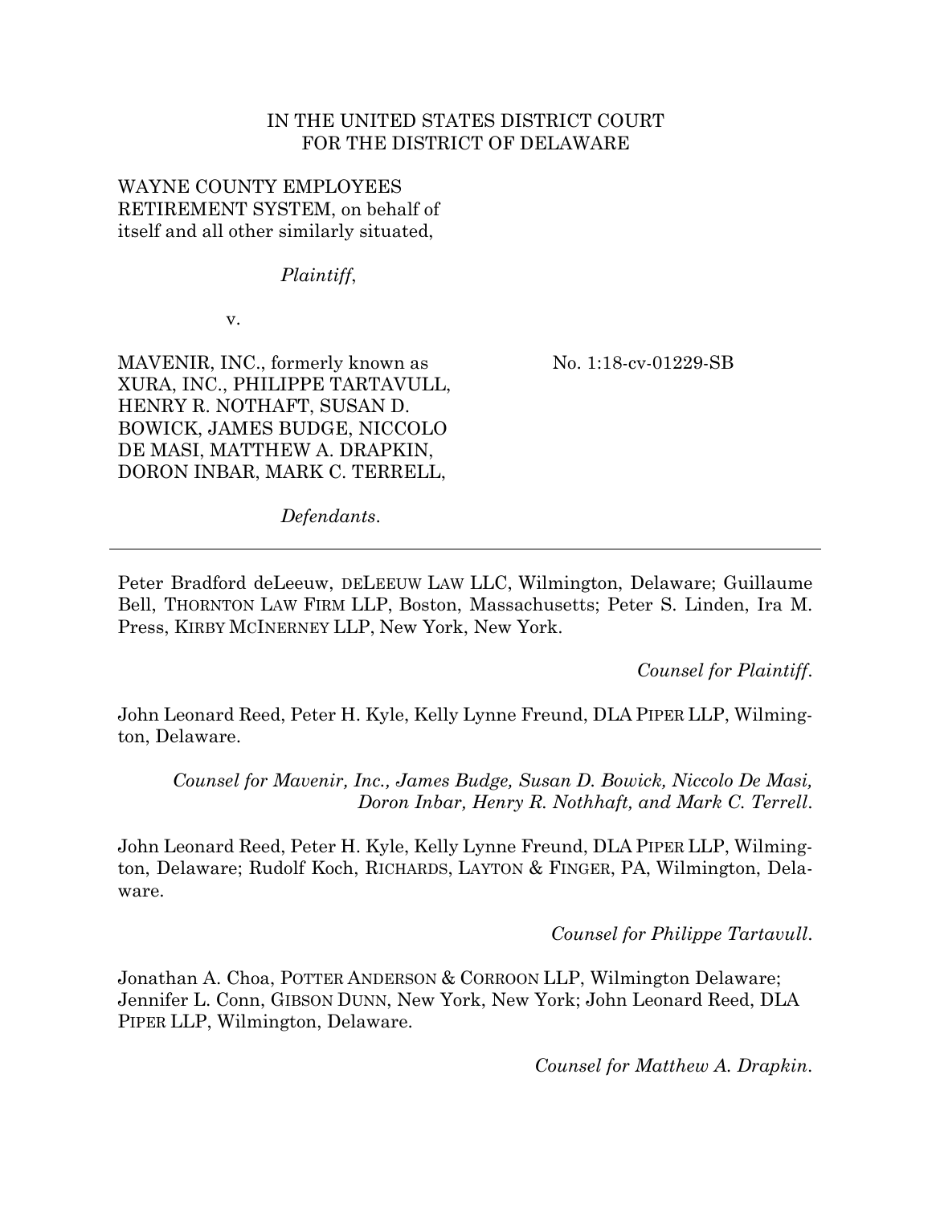IN THE UNITED STATES DISTRICT COURT
FOR THE DISTRICT OF DELAWARE

WAYNE COUNTY EMPLOYEES RETIREMENT SYSTEM, on behalf of itself and all other similarly situated,

*Plaintiff*,

v.

MAVENIR, INC., formerly known as XURA, INC., PHILIPPE TARTAVULL, HENRY R. NOTHAFT, SUSAN D. BOWICK, JAMES BUDGE, NICCOLO DE MASI, MATTHEW A. DRAPKIN, DORON INBAR, MARK C. TERRELL,

*Defendants*.

No. 1:18-cv-01229-SB

---

Peter Bradford deLeeuw, DELEEUW LAW LLC, Wilmington, Delaware; Guillaume Bell, THORNTON LAW FIRM LLP, Boston, Massachusetts; Peter S. Linden, Ira M. Press, KIRBY MCINERNEY LLP, New York, New York.

*Counsel for Plaintiff*.

John Leonard Reed, Peter H. Kyle, Kelly Lynne Freund, DLA PIPER LLP, Wilmington, Delaware.

*Counsel for Mavenir, Inc., James Budge, Susan D. Bowick, Niccolo De Masi, Doron Inbar, Henry R. Nothhaft, and Mark C. Terrell*.

John Leonard Reed, Peter H. Kyle, Kelly Lynne Freund, DLA PIPER LLP, Wilmington, Delaware; Rudolf Koch, RICHARDS, LAYTON & FINGER, PA, Wilmington, Delaware.

*Counsel for Philippe Tartavull*.

Jonathan A. Choa, POTTER ANDERSON & CORROON LLP, Wilmington Delaware; Jennifer L. Conn, GIBSON DUNN, New York, New York; John Leonard Reed, DLA PIPER LLP, Wilmington, Delaware.

*Counsel for Matthew A. Drapkin*.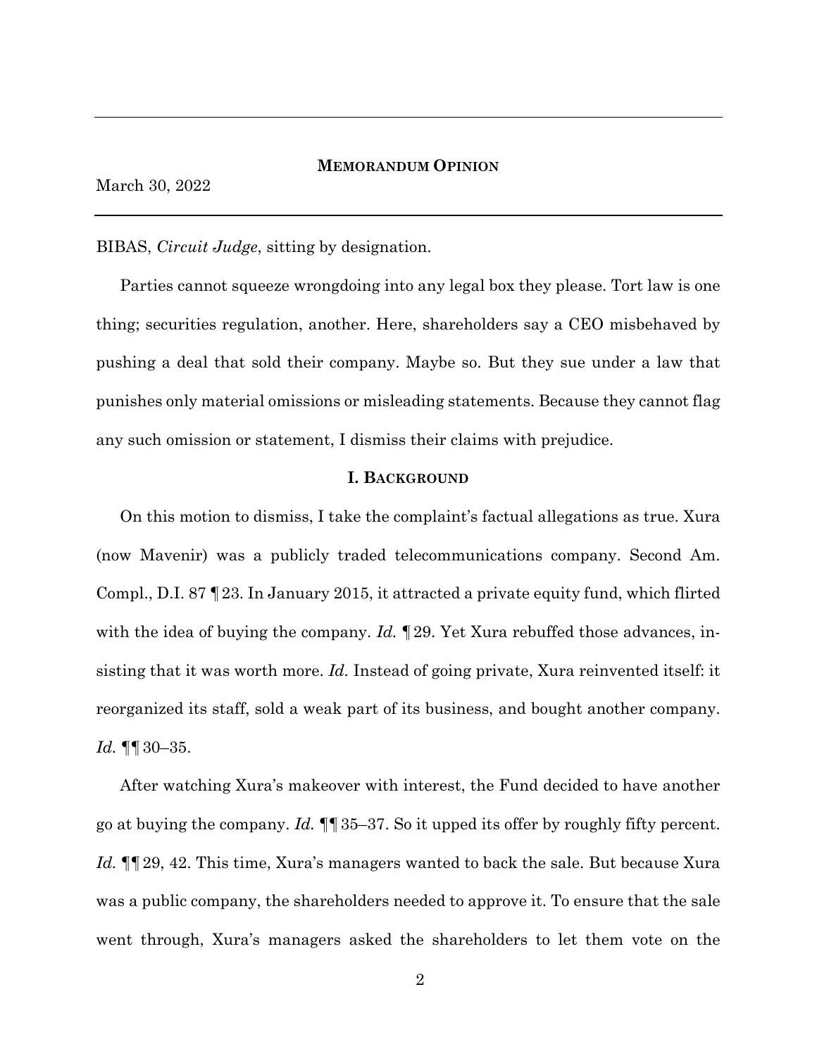**MEMORANDUM OPINION**

March 30, 2022

BIBAS, *Circuit Judge*, sitting by designation.

Parties cannot squeeze wrongdoing into any legal box they please. Tort law is one thing; securities regulation, another. Here, shareholders say a CEO misbehaved by pushing a deal that sold their company. Maybe so. But they sue under a law that punishes only material omissions or misleading statements. Because they cannot flag any such omission or statement, I dismiss their claims with prejudice.

## I. BACKGROUND

On this motion to dismiss, I take the complaint's factual allegations as true. Xura (now Mavenir) was a publicly traded telecommunications company. Second Am. Compl., D.I. 87 ¶ 23. In January 2015, it attracted a private equity fund, which flirted with the idea of buying the company. *Id.* ¶ 29. Yet Xura rebuffed those advances, insisting that it was worth more. *Id.* Instead of going private, Xura reinvented itself: it reorganized its staff, sold a weak part of its business, and bought another company. *Id.* ¶¶ 30–35.

After watching Xura's makeover with interest, the Fund decided to have another go at buying the company. *Id.* ¶¶ 35–37. So it upped its offer by roughly fifty percent. *Id.* ¶¶ 29, 42. This time, Xura's managers wanted to back the sale. But because Xura was a public company, the shareholders needed to approve it. To ensure that the sale went through, Xura's managers asked the shareholders to let them vote on the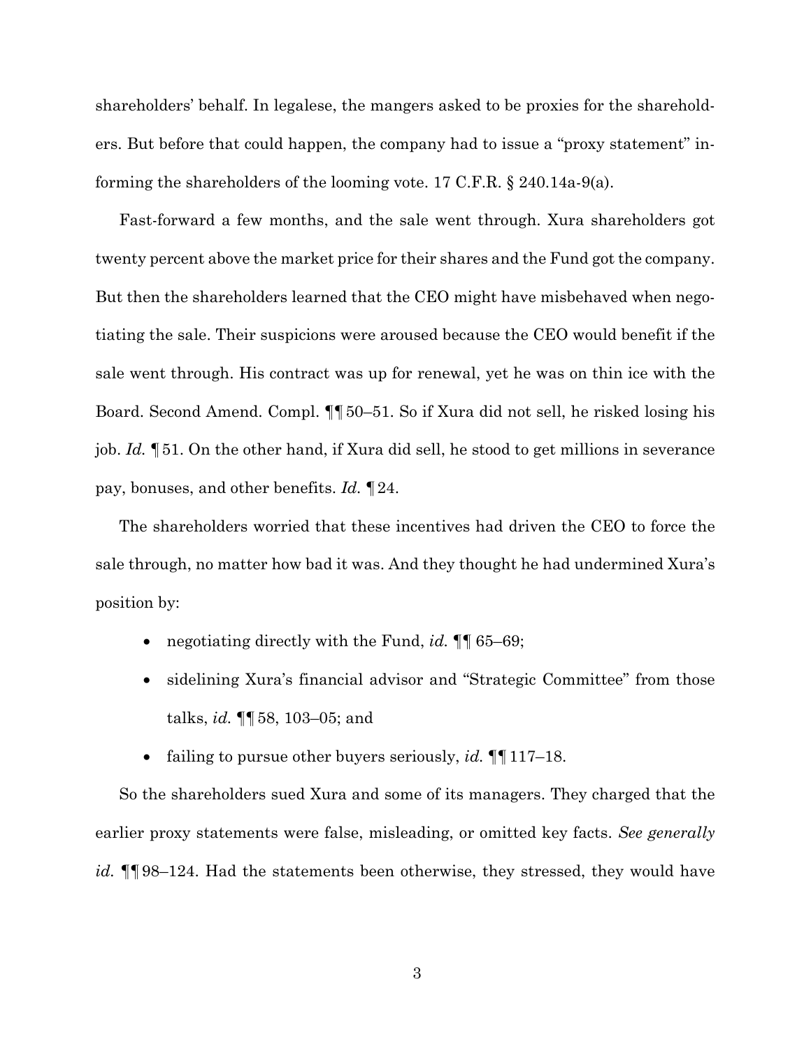shareholders' behalf. In legalese, the mangers asked to be proxies for the shareholders. But before that could happen, the company had to issue a "proxy statement" informing the shareholders of the looming vote. 17 C.F.R. § 240.14a-9(a).

Fast-forward a few months, and the sale went through. Xura shareholders got twenty percent above the market price for their shares and the Fund got the company. But then the shareholders learned that the CEO might have misbehaved when negotiating the sale. Their suspicions were aroused because the CEO would benefit if the sale went through. His contract was up for renewal, yet he was on thin ice with the Board. Second Amend. Compl. ¶¶ 50–51. So if Xura did not sell, he risked losing his job. *Id.* ¶ 51. On the other hand, if Xura did sell, he stood to get millions in severance pay, bonuses, and other benefits. *Id.* ¶ 24.

The shareholders worried that these incentives had driven the CEO to force the sale through, no matter how bad it was. And they thought he had undermined Xura's position by:

- negotiating directly with the Fund, *id.* ¶¶ 65–69;
- sidelining Xura's financial advisor and "Strategic Committee" from those talks, *id.* ¶¶ 58, 103–05; and
- failing to pursue other buyers seriously, *id.* ¶¶ 117–18.

So the shareholders sued Xura and some of its managers. They charged that the earlier proxy statements were false, misleading, or omitted key facts. *See generally id.* ¶¶ 98–124. Had the statements been otherwise, they stressed, they would have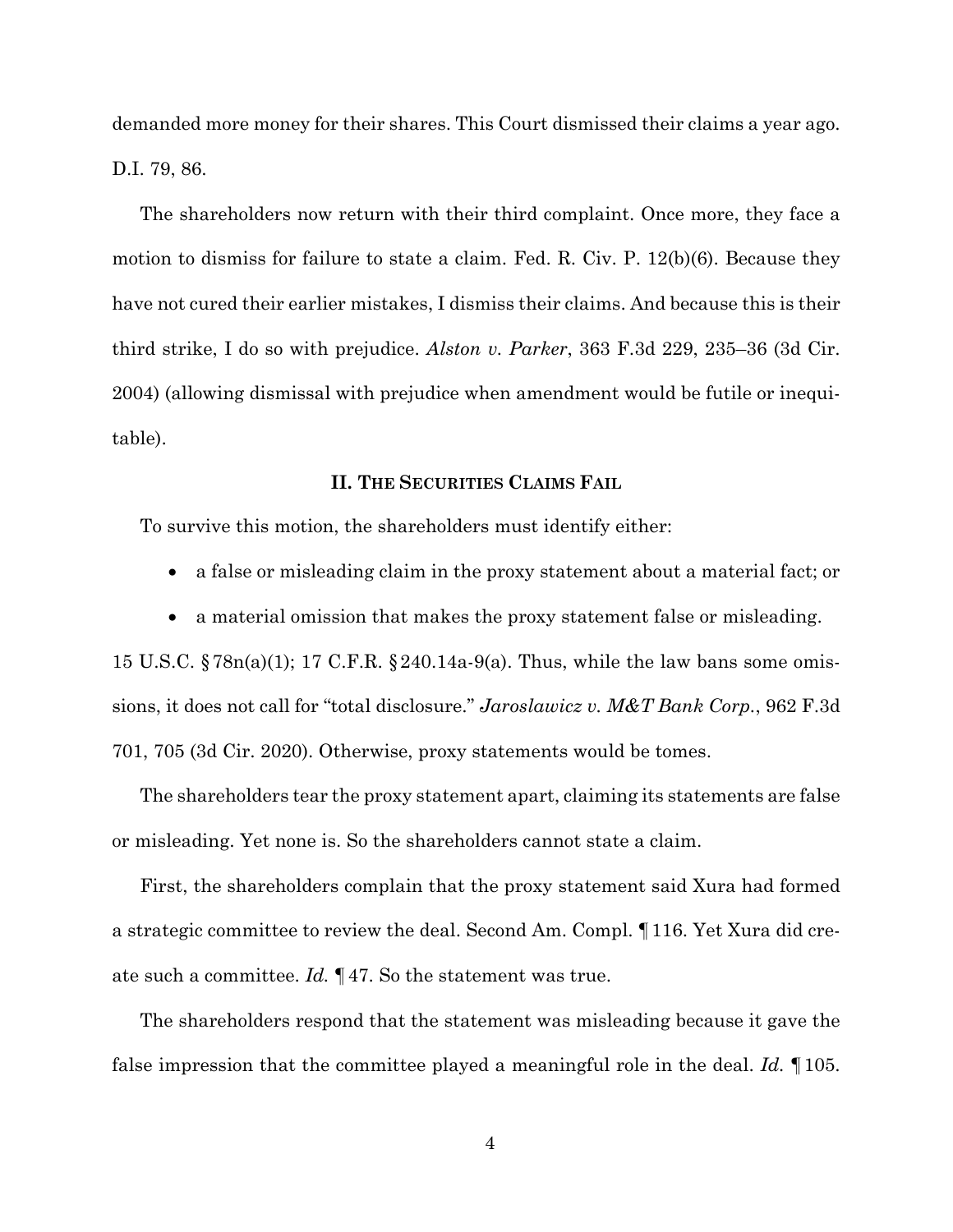demanded more money for their shares. This Court dismissed their claims a year ago. D.I. 79, 86.

The shareholders now return with their third complaint. Once more, they face a motion to dismiss for failure to state a claim. Fed. R. Civ. P. 12(b)(6). Because they have not cured their earlier mistakes, I dismiss their claims. And because this is their third strike, I do so with prejudice. *Alston v. Parker*, 363 F.3d 229, 235–36 (3d Cir. 2004) (allowing dismissal with prejudice when amendment would be futile or inequitable).

## II. The Securities Claims Fail

To survive this motion, the shareholders must identify either:

- a false or misleading claim in the proxy statement about a material fact; or
- a material omission that makes the proxy statement false or misleading.

15 U.S.C. § 78n(a)(1); 17 C.F.R. § 240.14a-9(a). Thus, while the law bans some omissions, it does not call for "total disclosure." *Jaroslawicz v. M&T Bank Corp.*, 962 F.3d 701, 705 (3d Cir. 2020). Otherwise, proxy statements would be tomes.

The shareholders tear the proxy statement apart, claiming its statements are false or misleading. Yet none is. So the shareholders cannot state a claim.

First, the shareholders complain that the proxy statement said Xura had formed a strategic committee to review the deal. Second Am. Compl. ¶ 116. Yet Xura did create such a committee. *Id.* ¶ 47. So the statement was true.

The shareholders respond that the statement was misleading because it gave the false impression that the committee played a meaningful role in the deal. *Id.* ¶ 105.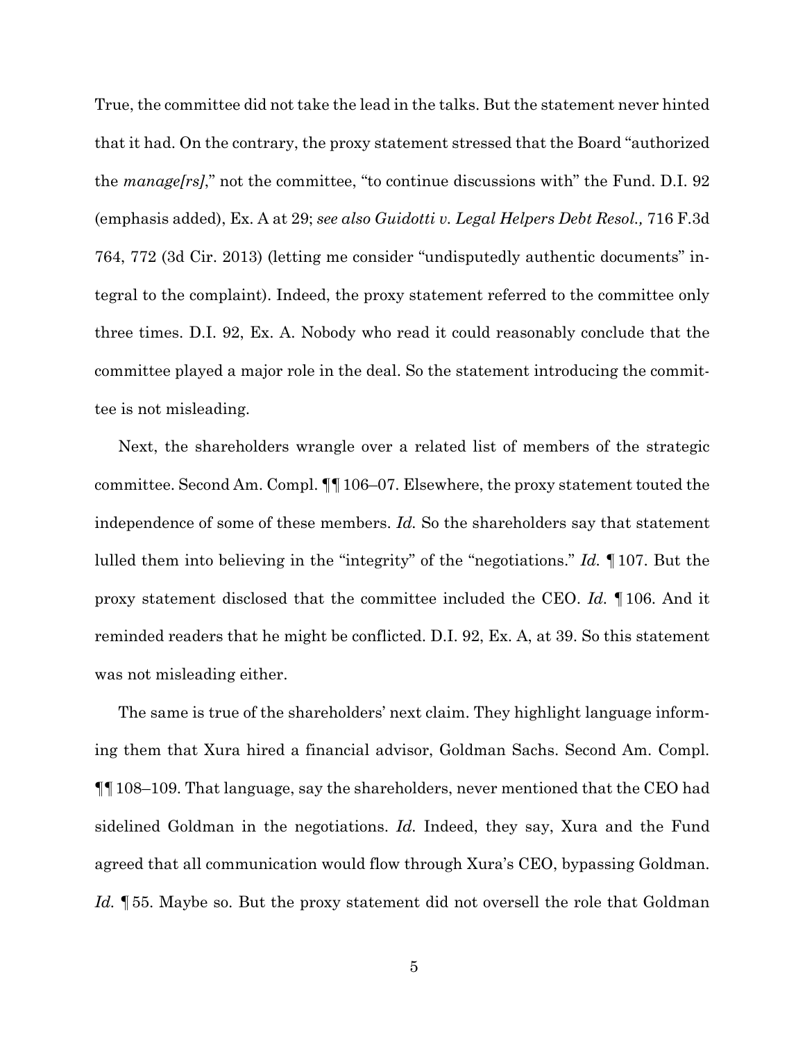True, the committee did not take the lead in the talks. But the statement never hinted that it had. On the contrary, the proxy statement stressed that the Board "authorized the *manage[rs]*," not the committee, "to continue discussions with" the Fund. D.I. 92 (emphasis added), Ex. A at 29; *see also Guidotti v. Legal Helpers Debt Resol.,* 716 F.3d 764, 772 (3d Cir. 2013) (letting me consider "undisputedly authentic documents" integral to the complaint). Indeed, the proxy statement referred to the committee only three times. D.I. 92, Ex. A. Nobody who read it could reasonably conclude that the committee played a major role in the deal. So the statement introducing the committee is not misleading.

Next, the shareholders wrangle over a related list of members of the strategic committee. Second Am. Compl. ¶¶ 106–07. Elsewhere, the proxy statement touted the independence of some of these members. *Id.* So the shareholders say that statement lulled them into believing in the "integrity" of the "negotiations." *Id.* ¶ 107. But the proxy statement disclosed that the committee included the CEO. *Id.* ¶ 106. And it reminded readers that he might be conflicted. D.I. 92, Ex. A, at 39. So this statement was not misleading either.

The same is true of the shareholders' next claim. They highlight language informing them that Xura hired a financial advisor, Goldman Sachs. Second Am. Compl. ¶¶ 108–109. That language, say the shareholders, never mentioned that the CEO had sidelined Goldman in the negotiations. *Id.* Indeed, they say, Xura and the Fund agreed that all communication would flow through Xura's CEO, bypassing Goldman. *Id.* ¶ 55. Maybe so. But the proxy statement did not oversell the role that Goldman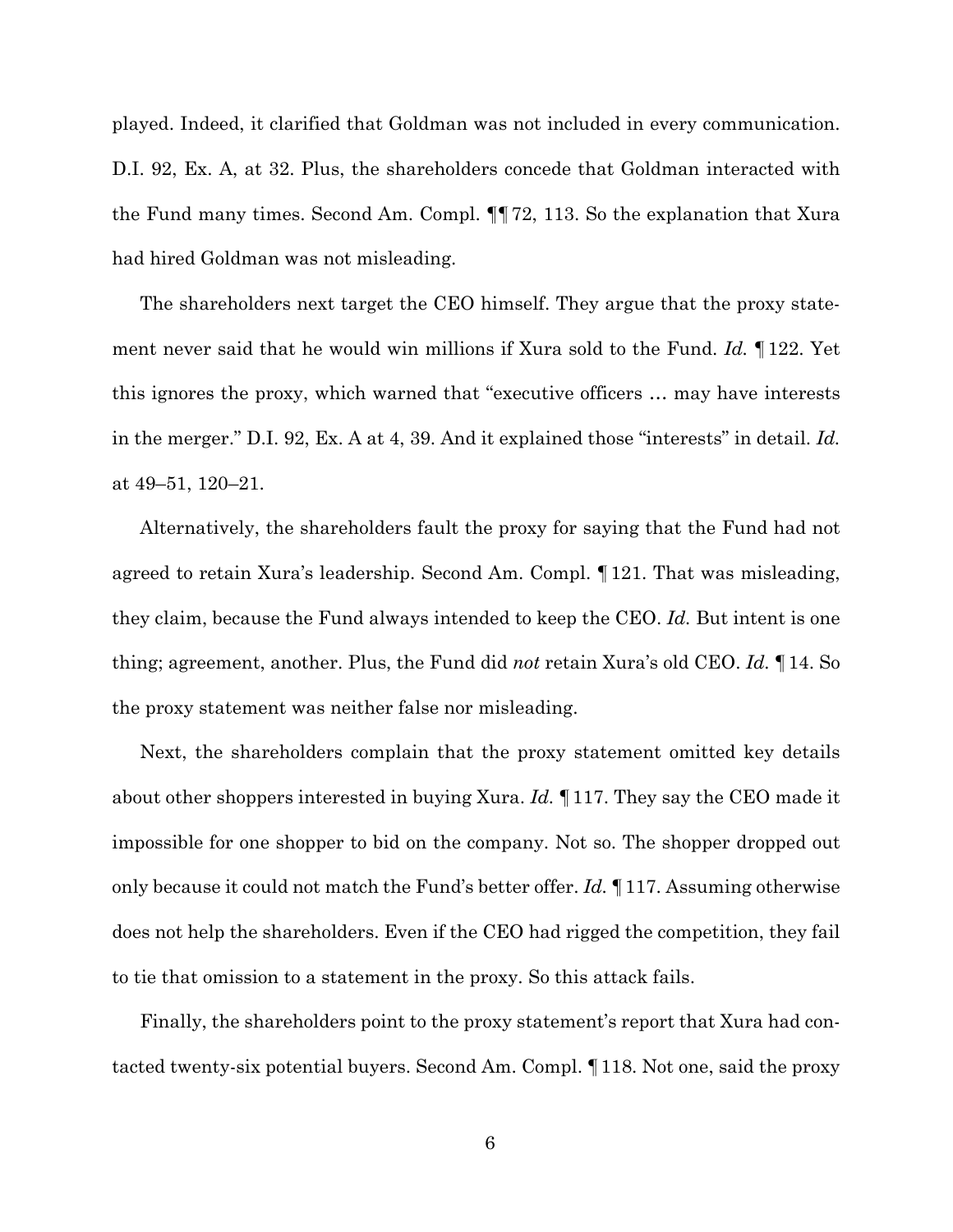played. Indeed, it clarified that Goldman was not included in every communication. D.I. 92, Ex. A, at 32. Plus, the shareholders concede that Goldman interacted with the Fund many times. Second Am. Compl. ¶¶ 72, 113. So the explanation that Xura had hired Goldman was not misleading.

The shareholders next target the CEO himself. They argue that the proxy statement never said that he would win millions if Xura sold to the Fund. *Id.* ¶ 122. Yet this ignores the proxy, which warned that "executive officers … may have interests in the merger." D.I. 92, Ex. A at 4, 39. And it explained those "interests" in detail. *Id.* at 49–51, 120–21.

Alternatively, the shareholders fault the proxy for saying that the Fund had not agreed to retain Xura's leadership. Second Am. Compl. ¶ 121. That was misleading, they claim, because the Fund always intended to keep the CEO. *Id.* But intent is one thing; agreement, another. Plus, the Fund did *not* retain Xura's old CEO. *Id.* ¶ 14. So the proxy statement was neither false nor misleading.

Next, the shareholders complain that the proxy statement omitted key details about other shoppers interested in buying Xura. *Id.* ¶ 117. They say the CEO made it impossible for one shopper to bid on the company. Not so. The shopper dropped out only because it could not match the Fund's better offer. *Id.* ¶ 117. Assuming otherwise does not help the shareholders. Even if the CEO had rigged the competition, they fail to tie that omission to a statement in the proxy. So this attack fails.

Finally, the shareholders point to the proxy statement's report that Xura had contacted twenty-six potential buyers. Second Am. Compl. ¶ 118. Not one, said the proxy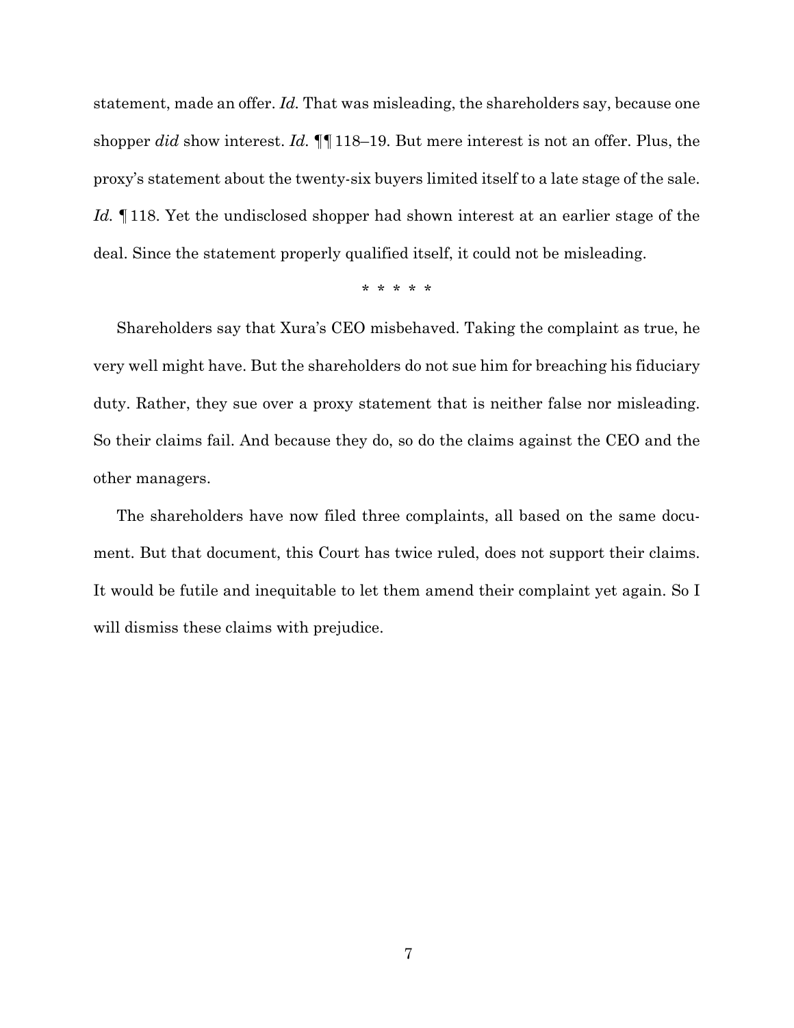statement, made an offer. *Id.* That was misleading, the shareholders say, because one shopper *did* show interest. *Id.* ¶¶ 118–19. But mere interest is not an offer. Plus, the proxy's statement about the twenty-six buyers limited itself to a late stage of the sale. *Id.* ¶ 118. Yet the undisclosed shopper had shown interest at an earlier stage of the deal. Since the statement properly qualified itself, it could not be misleading.

\* \* \* \* \*

Shareholders say that Xura's CEO misbehaved. Taking the complaint as true, he very well might have. But the shareholders do not sue him for breaching his fiduciary duty. Rather, they sue over a proxy statement that is neither false nor misleading. So their claims fail. And because they do, so do the claims against the CEO and the other managers.

The shareholders have now filed three complaints, all based on the same document. But that document, this Court has twice ruled, does not support their claims. It would be futile and inequitable to let them amend their complaint yet again. So I will dismiss these claims with prejudice.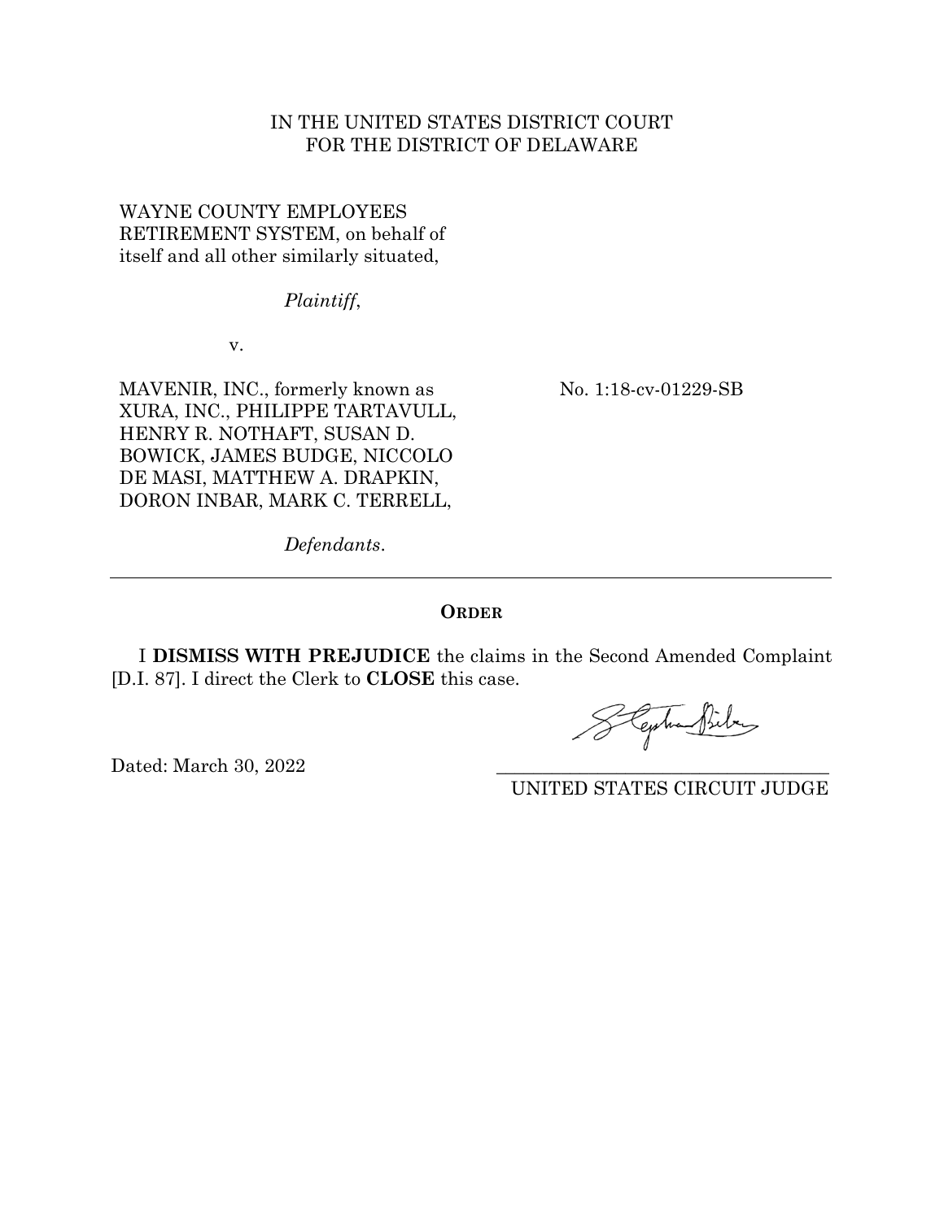IN THE UNITED STATES DISTRICT COURT
FOR THE DISTRICT OF DELAWARE

WAYNE COUNTY EMPLOYEES RETIREMENT SYSTEM, on behalf of itself and all other similarly situated,

*Plaintiff*,

v.

MAVENIR, INC., formerly known as XURA, INC., PHILIPPE TARTAVULL, HENRY R. NOTHAFT, SUSAN D. BOWICK, JAMES BUDGE, NICCOLO DE MASI, MATTHEW A. DRAPKIN, DORON INBAR, MARK C. TERRELL,

*Defendants*.

No. 1:18-cv-01229-SB

---

## ORDER

I **DISMISS WITH PREJUDICE** the claims in the Second Amended Complaint [D.I. 87]. I direct the Clerk to **CLOSE** this case.

Dated: March 30, 2022

UNITED STATES CIRCUIT JUDGE